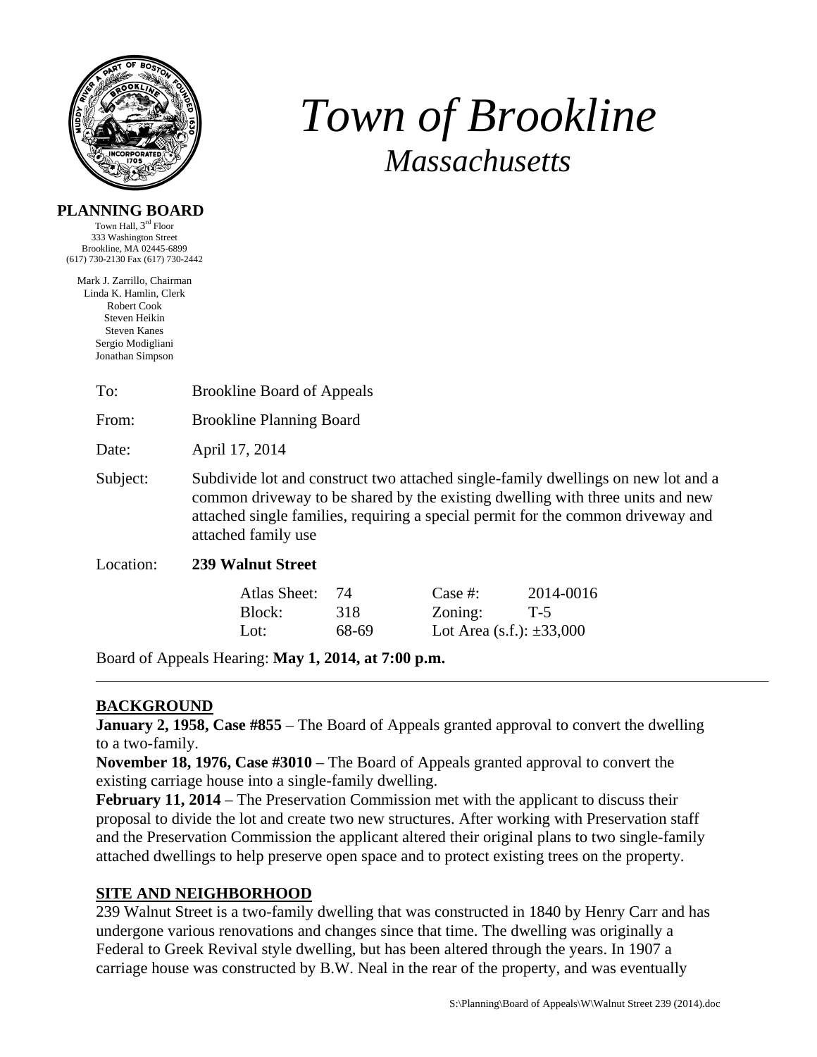# *Town of Brookline*

## *Massachusetts*

**PLANNING BOARD**

Town Hall, 3rd Floor
333 Washington Street
Brookline, MA 02445-6899
(617) 730-2130 Fax (617) 730-2442

Mark J. Zarrillo, Chairman
Linda K. Hamlin, Clerk
Robert Cook
Steven Heikin
Steven Kanes
Sergio Modigliani
Jonathan Simpson

To: Brookline Board of Appeals

From: Brookline Planning Board

Date: April 17, 2014

Subject: Subdivide lot and construct two attached single-family dwellings on new lot and a common driveway to be shared by the existing dwelling with three units and new attached single families, requiring a special permit for the common driveway and attached family use

Location: **239 Walnut Street**

| | | | |
|---|---|---|---|
| Atlas Sheet: | 74 | Case #: | 2014-0016 |
| Block: | 318 | Zoning: | T-5 |
| Lot: | 68-69 | Lot Area (s.f.): ±33,000 | |

Board of Appeals Hearing: **May 1, 2014, at 7:00 p.m.**

---

## BACKGROUND

**January 2, 1958, Case #855** – The Board of Appeals granted approval to convert the dwelling to a two-family.

**November 18, 1976, Case #3010** – The Board of Appeals granted approval to convert the existing carriage house into a single-family dwelling.

**February 11, 2014** – The Preservation Commission met with the applicant to discuss their proposal to divide the lot and create two new structures. After working with Preservation staff and the Preservation Commission the applicant altered their original plans to two single-family attached dwellings to help preserve open space and to protect existing trees on the property.

## SITE AND NEIGHBORHOOD

239 Walnut Street is a two-family dwelling that was constructed in 1840 by Henry Carr and has undergone various renovations and changes since that time. The dwelling was originally a Federal to Greek Revival style dwelling, but has been altered through the years. In 1907 a carriage house was constructed by B.W. Neal in the rear of the property, and was eventually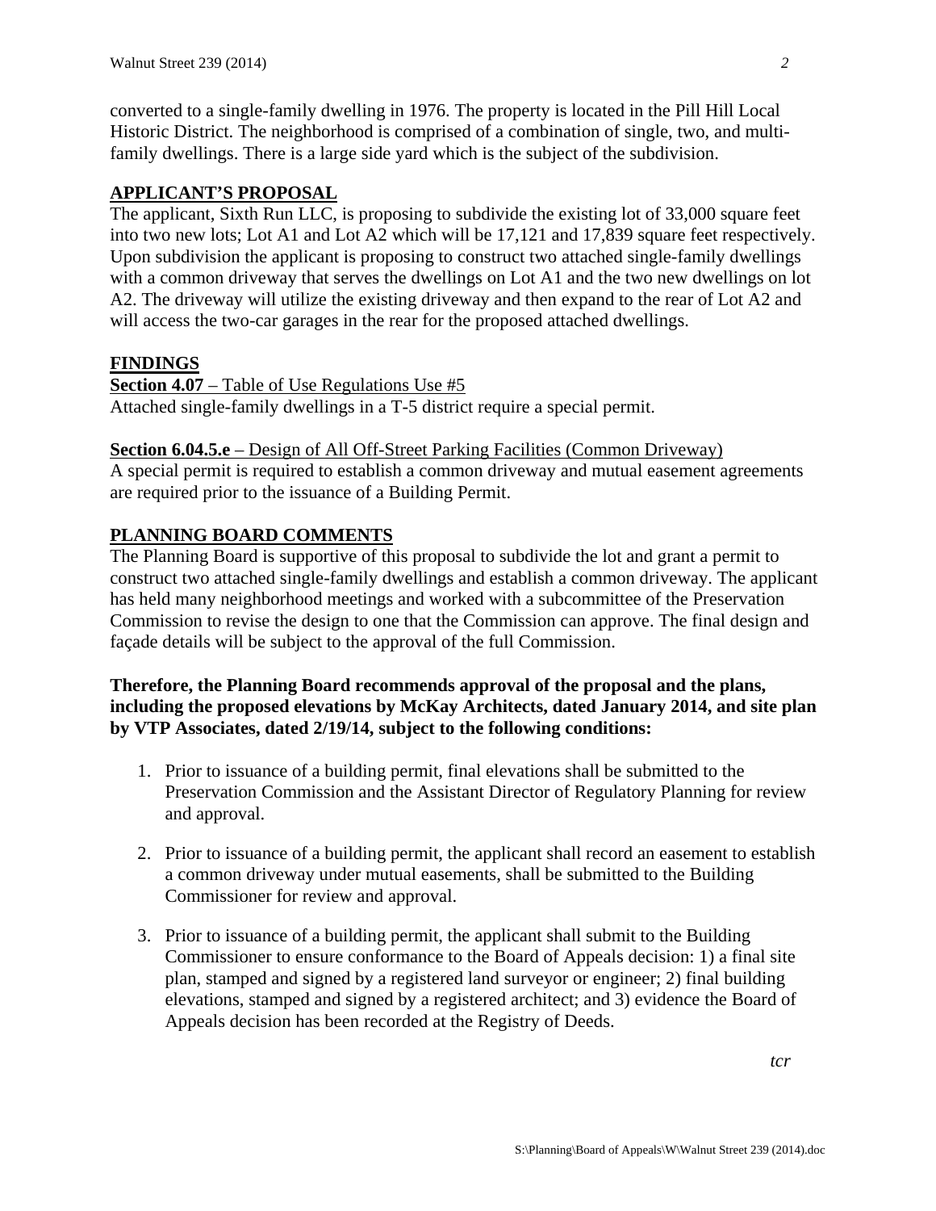converted to a single-family dwelling in 1976. The property is located in the Pill Hill Local Historic District. The neighborhood is comprised of a combination of single, two, and multi-family dwellings. There is a large side yard which is the subject of the subdivision.

## APPLICANT'S PROPOSAL

The applicant, Sixth Run LLC, is proposing to subdivide the existing lot of 33,000 square feet into two new lots; Lot A1 and Lot A2 which will be 17,121 and 17,839 square feet respectively. Upon subdivision the applicant is proposing to construct two attached single-family dwellings with a common driveway that serves the dwellings on Lot A1 and the two new dwellings on lot A2. The driveway will utilize the existing driveway and then expand to the rear of Lot A2 and will access the two-car garages in the rear for the proposed attached dwellings.

## FINDINGS

**Section 4.07** – Table of Use Regulations Use #5
Attached single-family dwellings in a T-5 district require a special permit.

**Section 6.04.5.e** – Design of All Off-Street Parking Facilities (Common Driveway)
A special permit is required to establish a common driveway and mutual easement agreements are required prior to the issuance of a Building Permit.

## PLANNING BOARD COMMENTS

The Planning Board is supportive of this proposal to subdivide the lot and grant a permit to construct two attached single-family dwellings and establish a common driveway. The applicant has held many neighborhood meetings and worked with a subcommittee of the Preservation Commission to revise the design to one that the Commission can approve. The final design and façade details will be subject to the approval of the full Commission.

**Therefore, the Planning Board recommends approval of the proposal and the plans, including the proposed elevations by McKay Architects, dated January 2014, and site plan by VTP Associates, dated 2/19/14, subject to the following conditions:**

1. Prior to issuance of a building permit, final elevations shall be submitted to the Preservation Commission and the Assistant Director of Regulatory Planning for review and approval.

2. Prior to issuance of a building permit, the applicant shall record an easement to establish a common driveway under mutual easements, shall be submitted to the Building Commissioner for review and approval.

3. Prior to issuance of a building permit, the applicant shall submit to the Building Commissioner to ensure conformance to the Board of Appeals decision: 1) a final site plan, stamped and signed by a registered land surveyor or engineer; 2) final building elevations, stamped and signed by a registered architect; and 3) evidence the Board of Appeals decision has been recorded at the Registry of Deeds.

*tcr*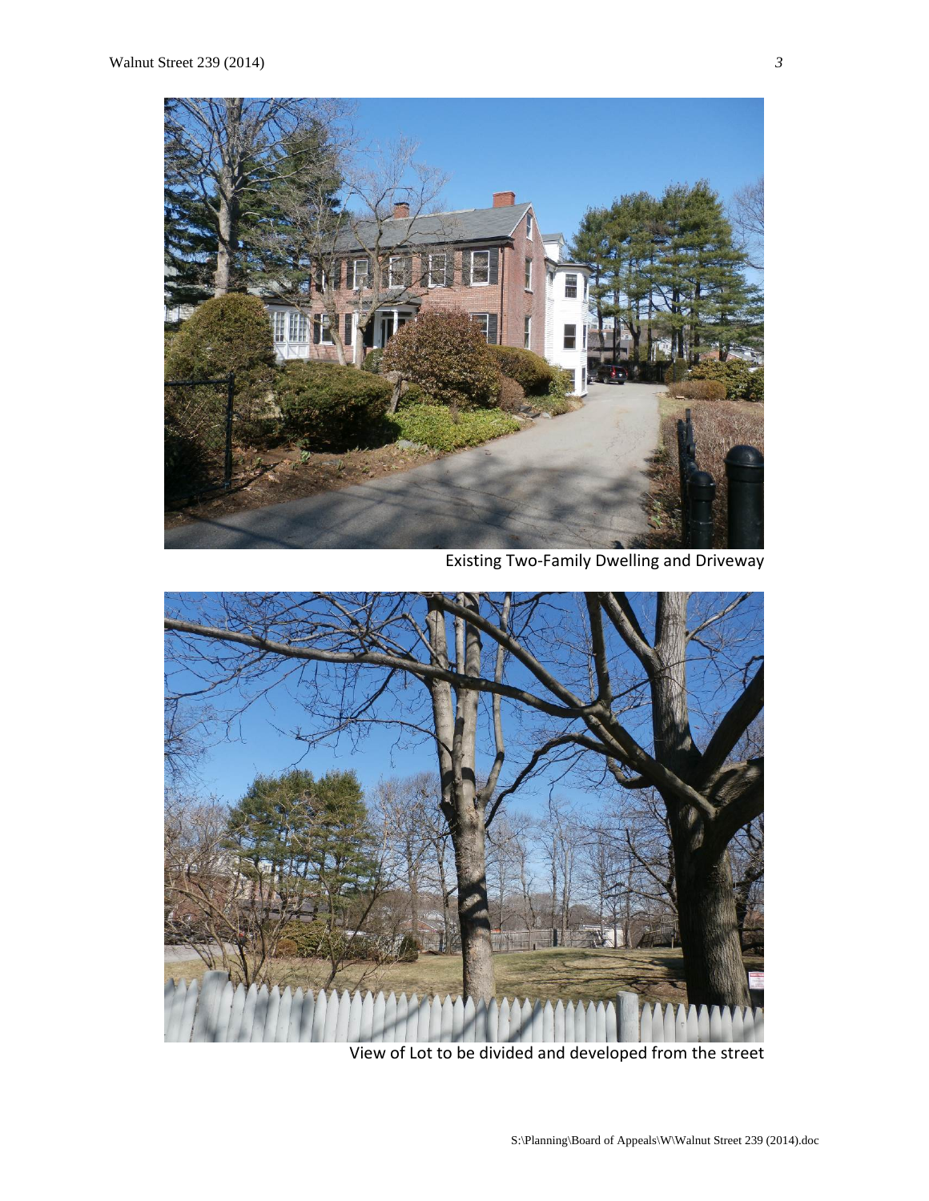Existing Two-Family Dwelling and Driveway

View of Lot to be divided and developed from the street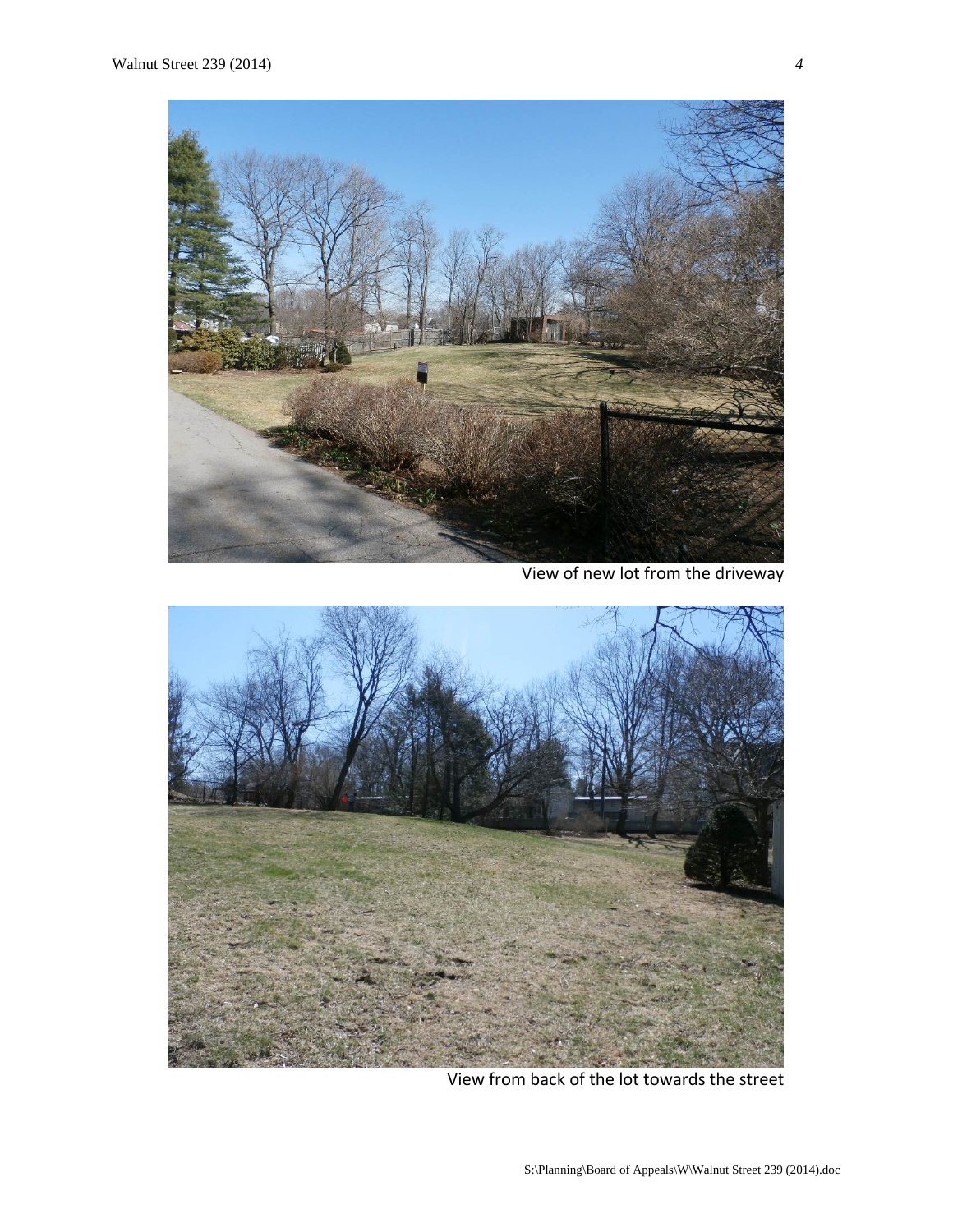View of new lot from the driveway

View from back of the lot towards the street